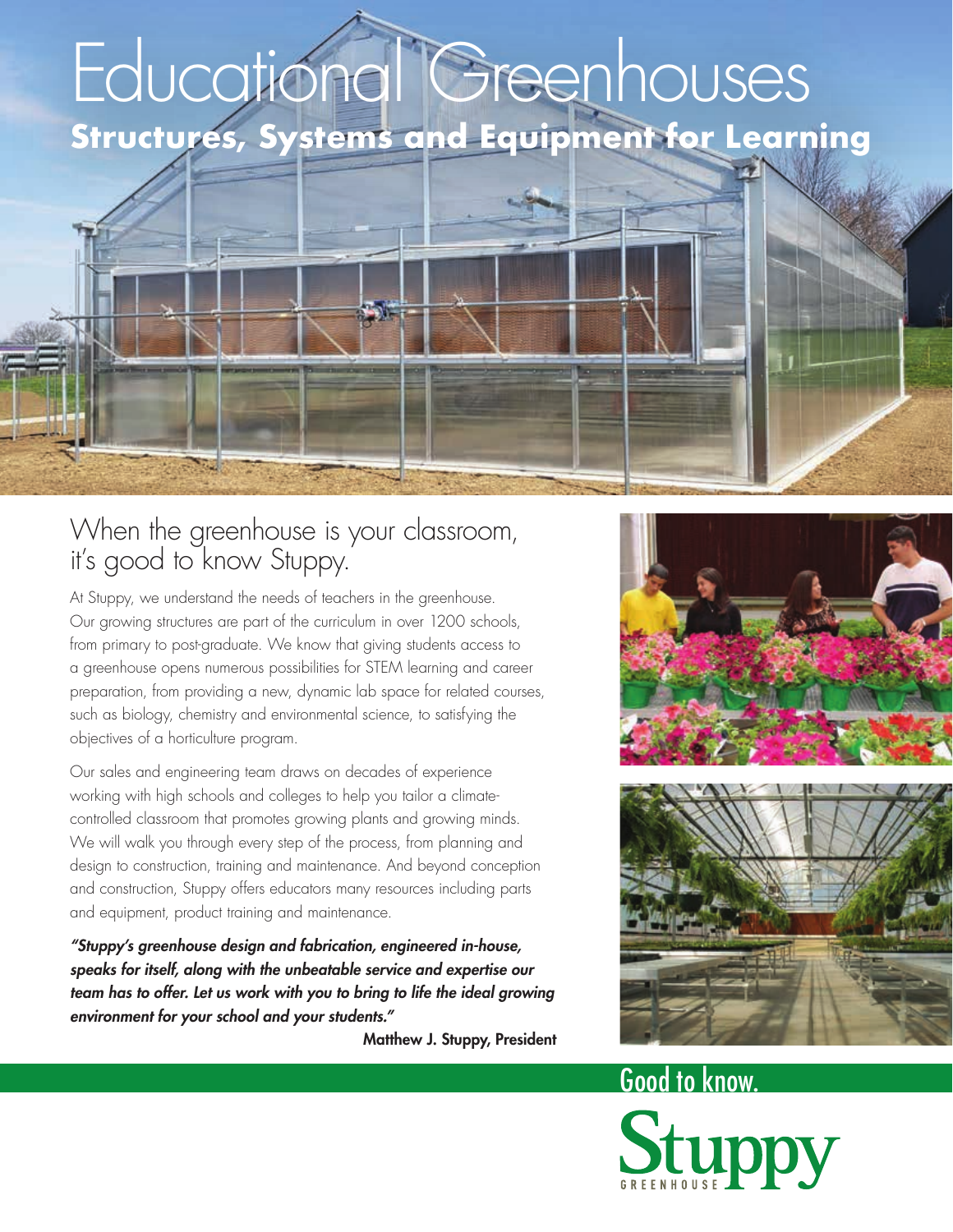# Educational Greenhouses

## Structures, Systems and Equipment for Learning

## When the greenhouse is your classroom, it's good to know Stuppy.

At Stuppy, we understand the needs of teachers in the greenhouse. Our growing structures are part of the curriculum in over 1200 schools, from primary to post-graduate. We know that giving students access to a greenhouse opens numerous possibilities for STEM learning and career preparation, from providing a new, dynamic lab space for related courses, such as biology, chemistry and environmental science, to satisfying the objectives of a horticulture program.

Our sales and engineering team draws on decades of experience working with high schools and colleges to help you tailor a climate-controlled classroom that promotes growing plants and growing minds. We will walk you through every step of the process, from planning and design to construction, training and maintenance. And beyond conception and construction, Stuppy offers educators many resources including parts and equipment, product training and maintenance.

***"Stuppy's greenhouse design and fabrication, engineered in-house, speaks for itself, along with the unbeatable service and expertise our team has to offer. Let us work with you to bring to life the ideal growing environment for your school and your students."***

**Matthew J. Stuppy, President**

Good to know.

Stuppy GREENHOUSE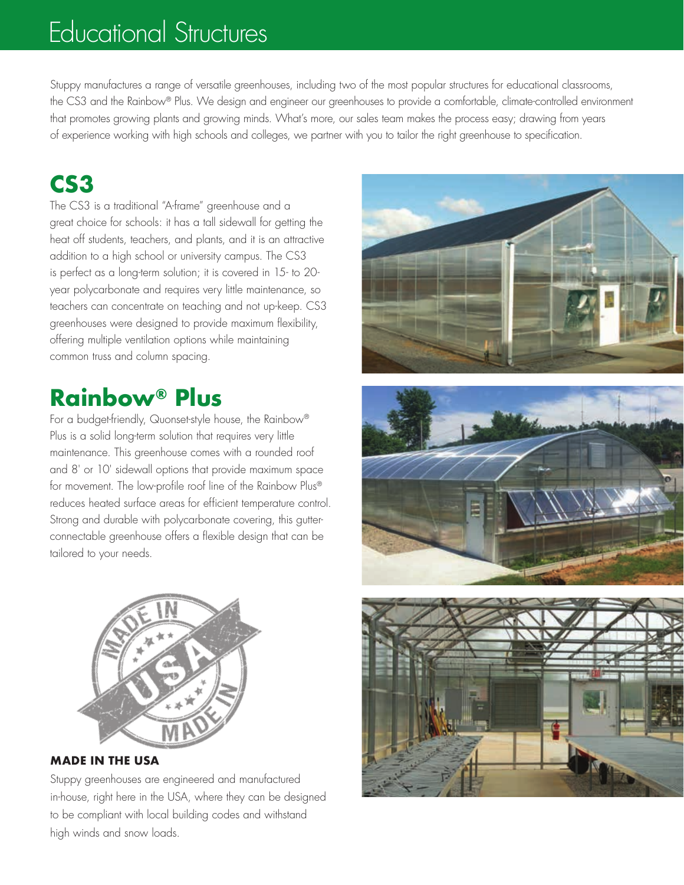# Educational Structures

Stuppy manufactures a range of versatile greenhouses, including two of the most popular structures for educational classrooms, the CS3 and the Rainbow® Plus. We design and engineer our greenhouses to provide a comfortable, climate-controlled environment that promotes growing plants and growing minds. What's more, our sales team makes the process easy; drawing from years of experience working with high schools and colleges, we partner with you to tailor the right greenhouse to specification.

## CS3

The CS3 is a traditional "A-frame" greenhouse and a great choice for schools: it has a tall sidewall for getting the heat off students, teachers, and plants, and it is an attractive addition to a high school or university campus. The CS3 is perfect as a long-term solution; it is covered in 15- to 20-year polycarbonate and requires very little maintenance, so teachers can concentrate on teaching and not up-keep. CS3 greenhouses were designed to provide maximum flexibility, offering multiple ventilation options while maintaining common truss and column spacing.

## Rainbow® Plus

For a budget-friendly, Quonset-style house, the Rainbow® Plus is a solid long-term solution that requires very little maintenance. This greenhouse comes with a rounded roof and 8' or 10' sidewall options that provide maximum space for movement. The low-profile roof line of the Rainbow Plus® reduces heated surface areas for efficient temperature control. Strong and durable with polycarbonate covering, this gutter-connectable greenhouse offers a flexible design that can be tailored to your needs.

### MADE IN THE USA

Stuppy greenhouses are engineered and manufactured in-house, right here in the USA, where they can be designed to be compliant with local building codes and withstand high winds and snow loads.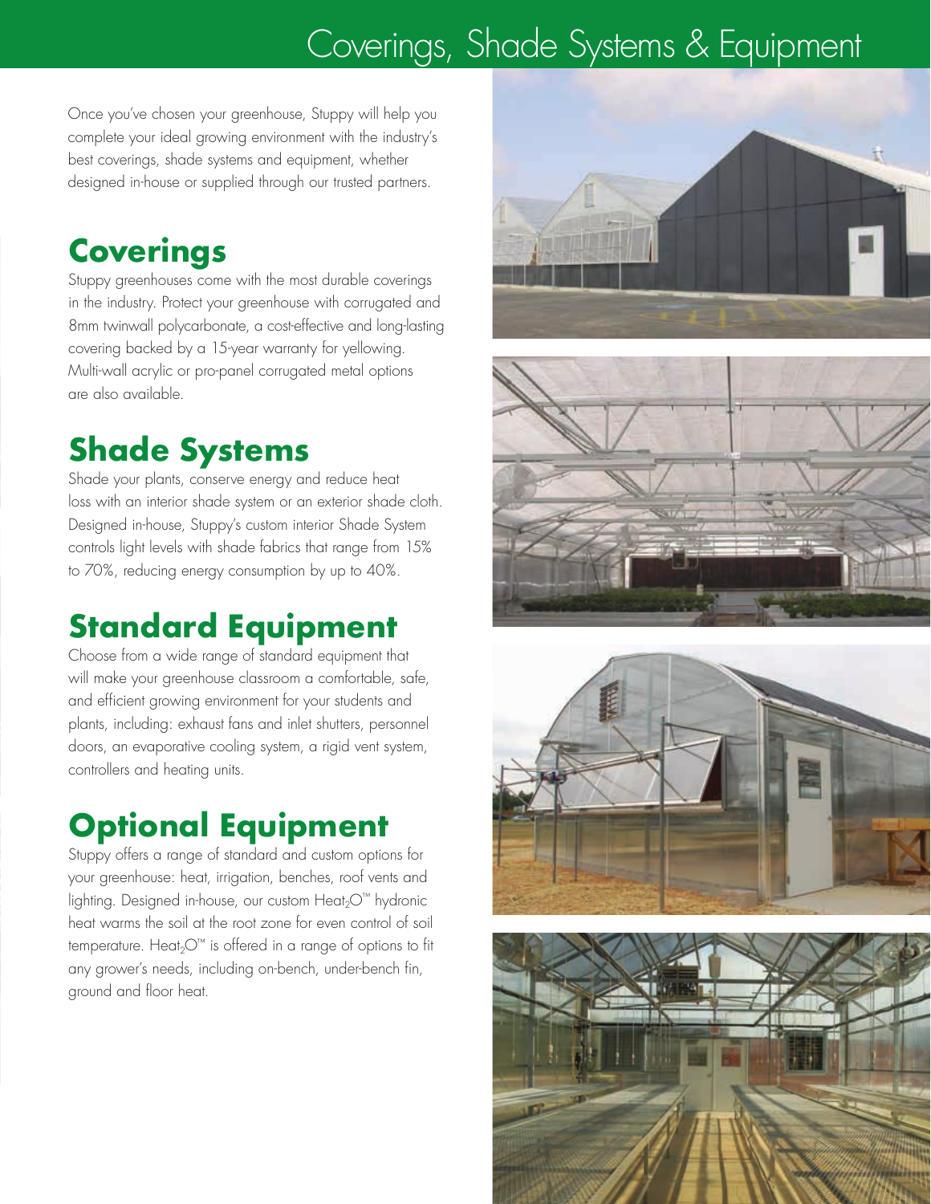# Coverings, Shade Systems & Equipment

Once you've chosen your greenhouse, Stuppy will help you complete your ideal growing environment with the industry's best coverings, shade systems and equipment, whether designed in-house or supplied through our trusted partners.

## Coverings

Stuppy greenhouses come with the most durable coverings in the industry. Protect your greenhouse with corrugated and 8mm twinwall polycarbonate, a cost-effective and long-lasting covering backed by a 15-year warranty for yellowing. Multi-wall acrylic or pro-panel corrugated metal options are also available.

## Shade Systems

Shade your plants, conserve energy and reduce heat loss with an interior shade system or an exterior shade cloth. Designed in-house, Stuppy's custom interior Shade System controls light levels with shade fabrics that range from 15% to 70%, reducing energy consumption by up to 40%.

## Standard Equipment

Choose from a wide range of standard equipment that will make your greenhouse classroom a comfortable, safe, and efficient growing environment for your students and plants, including: exhaust fans and inlet shutters, personnel doors, an evaporative cooling system, a rigid vent system, controllers and heating units.

## Optional Equipment

Stuppy offers a range of standard and custom options for your greenhouse: heat, irrigation, benches, roof vents and lighting. Designed in-house, our custom Heat$_2$O™ hydronic heat warms the soil at the root zone for even control of soil temperature. Heat$_2$O™ is offered in a range of options to fit any grower's needs, including on-bench, under-bench fin, ground and floor heat.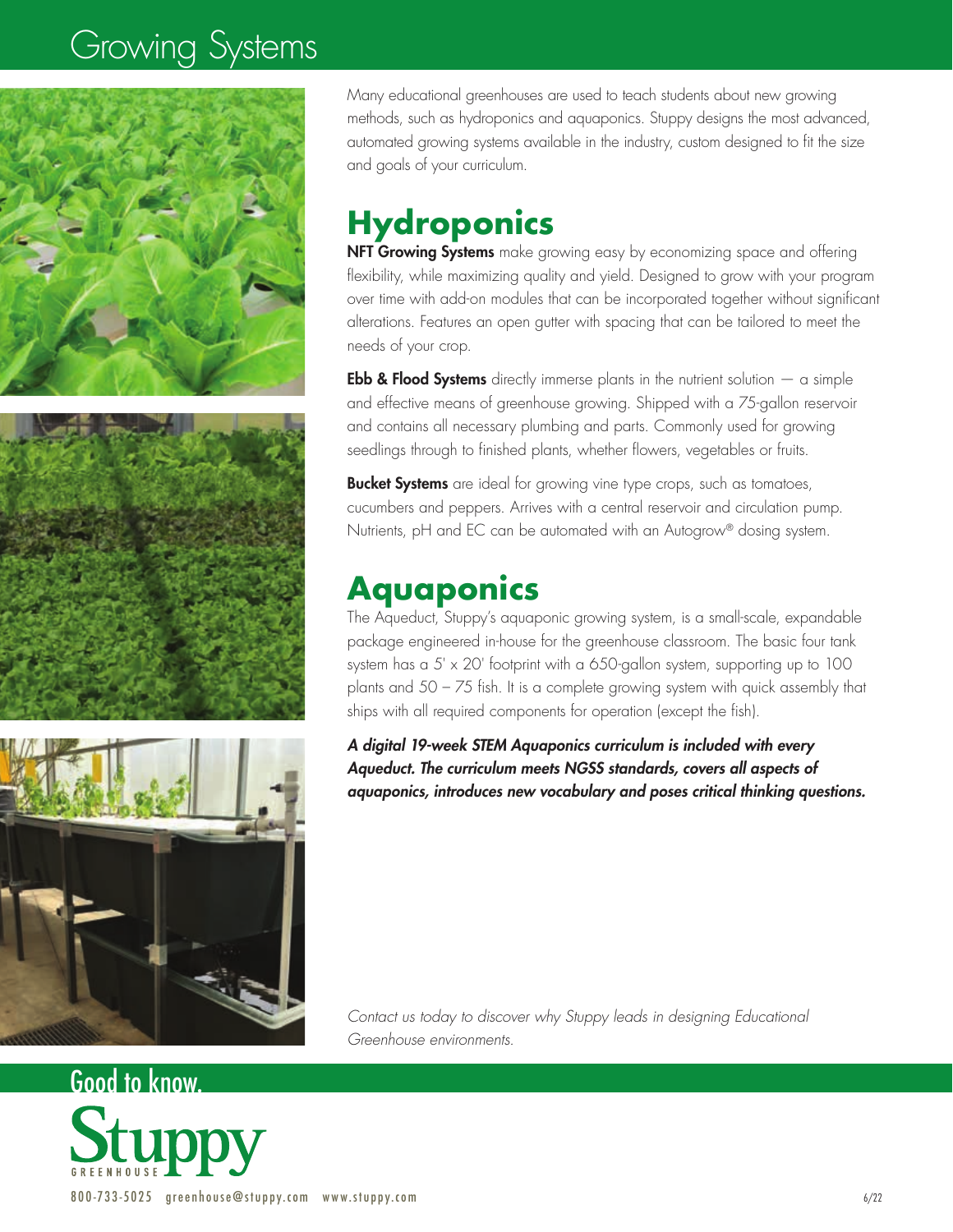# Growing Systems

Many educational greenhouses are used to teach students about new growing methods, such as hydroponics and aquaponics. Stuppy designs the most advanced, automated growing systems available in the industry, custom designed to fit the size and goals of your curriculum.

## Hydroponics

**NFT Growing Systems** make growing easy by economizing space and offering flexibility, while maximizing quality and yield. Designed to grow with your program over time with add-on modules that can be incorporated together without significant alterations. Features an open gutter with spacing that can be tailored to meet the needs of your crop.

**Ebb & Flood Systems** directly immerse plants in the nutrient solution — a simple and effective means of greenhouse growing. Shipped with a 75-gallon reservoir and contains all necessary plumbing and parts. Commonly used for growing seedlings through to finished plants, whether flowers, vegetables or fruits.

**Bucket Systems** are ideal for growing vine type crops, such as tomatoes, cucumbers and peppers. Arrives with a central reservoir and circulation pump. Nutrients, pH and EC can be automated with an Autogrow® dosing system.

## Aquaponics

The Aqueduct, Stuppy's aquaponic growing system, is a small-scale, expandable package engineered in-house for the greenhouse classroom. The basic four tank system has a 5' x 20' footprint with a 650-gallon system, supporting up to 100 plants and 50 – 75 fish. It is a complete growing system with quick assembly that ships with all required components for operation (except the fish).

***A digital 19-week STEM Aquaponics curriculum is included with every Aqueduct. The curriculum meets NGSS standards, covers all aspects of aquaponics, introduces new vocabulary and poses critical thinking questions.***

*Contact us today to discover why Stuppy leads in designing Educational Greenhouse environments.*

Good to know.

Stuppy GREENHOUSE

800-733-5025 greenhouse@stuppy.com www.stuppy.com